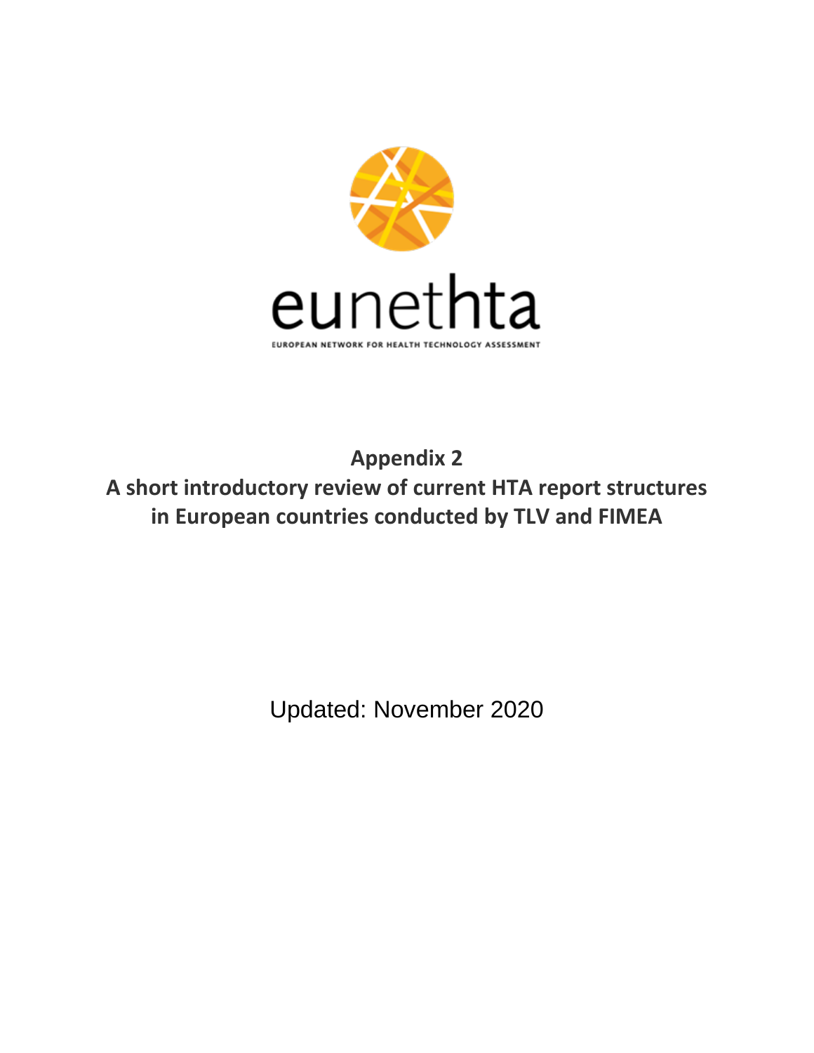eunethta

EUROPEAN NETWORK FOR HEALTH TECHNOLOGY ASSESSMENT

# Appendix 2

## A short introductory review of current HTA report structures in European countries conducted by TLV and FIMEA

Updated: November 2020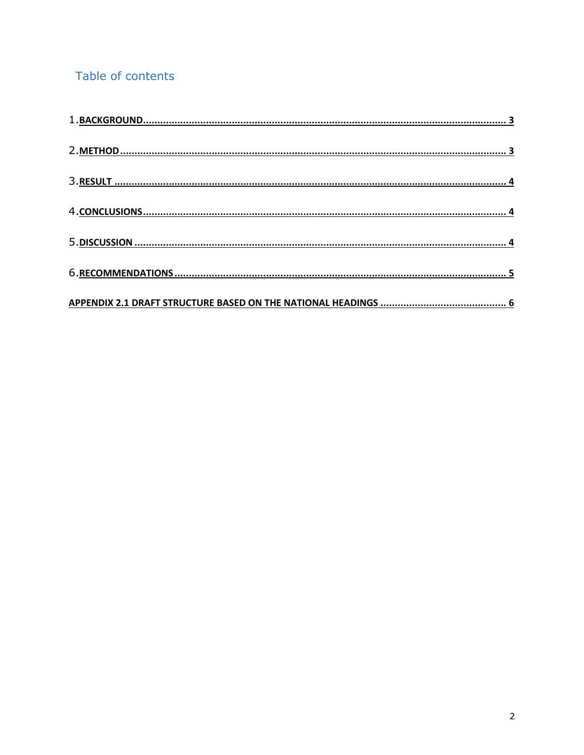## Table of contents

1.**BACKGROUND** ........................................................................................................................ 3

2.**METHOD** ............................................................................................................................... 3

3.**RESULT** ................................................................................................................................. 4

4.**CONCLUSIONS** ...................................................................................................................... 4

5.**DISCUSSION** ......................................................................................................................... 4

6.**RECOMMENDATIONS** ........................................................................................................... 5

**APPENDIX 2.1 DRAFT STRUCTURE BASED ON THE NATIONAL HEADINGS** ............................................ 6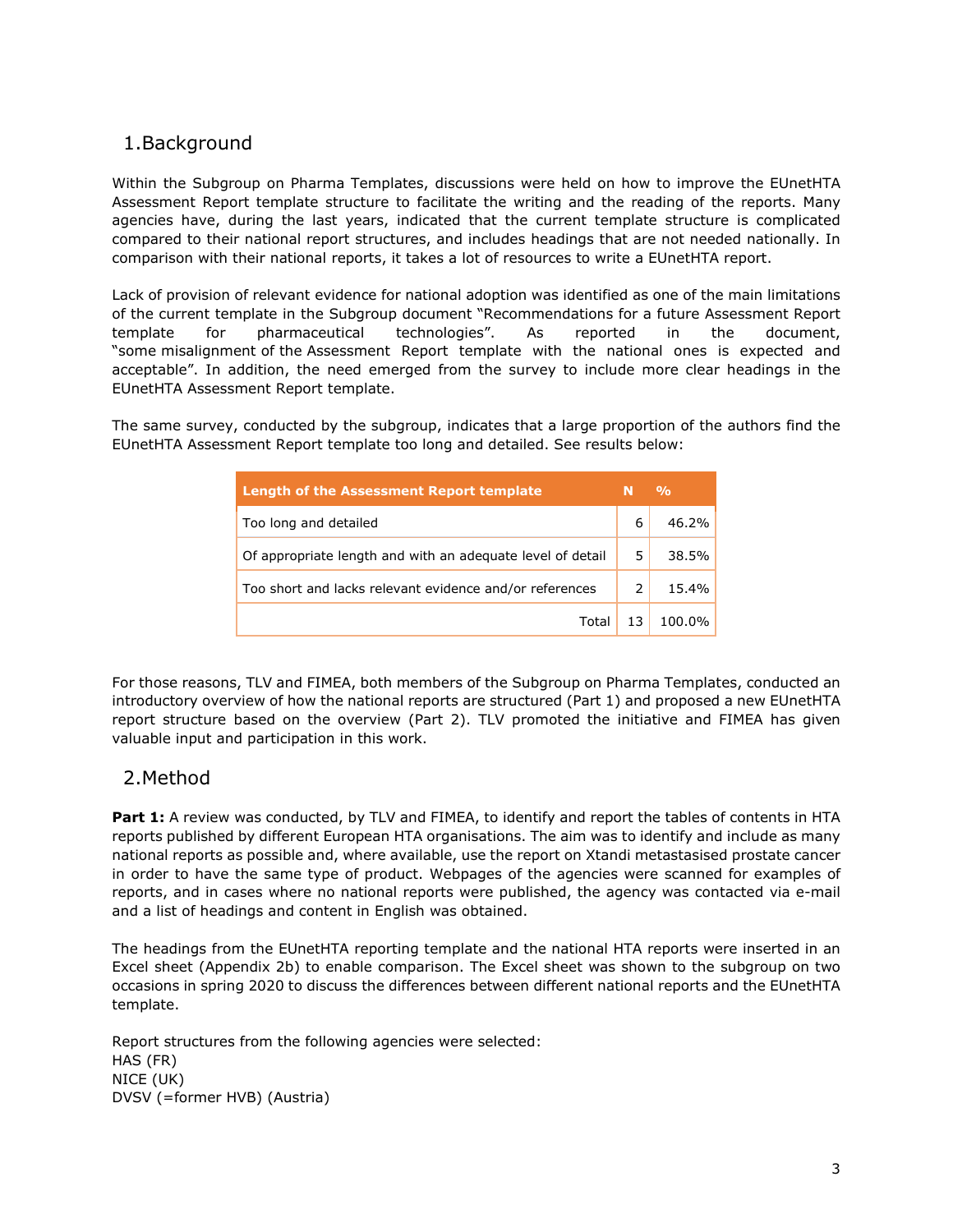# 1. Background

Within the Subgroup on Pharma Templates, discussions were held on how to improve the EUnetHTA Assessment Report template structure to facilitate the writing and the reading of the reports. Many agencies have, during the last years, indicated that the current template structure is complicated compared to their national report structures, and includes headings that are not needed nationally. In comparison with their national reports, it takes a lot of resources to write a EUnetHTA report.

Lack of provision of relevant evidence for national adoption was identified as one of the main limitations of the current template in the Subgroup document "Recommendations for a future Assessment Report template for pharmaceutical technologies". As reported in the document, "some misalignment of the Assessment Report template with the national ones is expected and acceptable". In addition, the need emerged from the survey to include more clear headings in the EUnetHTA Assessment Report template.

The same survey, conducted by the subgroup, indicates that a large proportion of the authors find the EUnetHTA Assessment Report template too long and detailed. See results below:

| Length of the Assessment Report template | N | % |
|---|---|---|
| Too long and detailed | 6 | 46.2% |
| Of appropriate length and with an adequate level of detail | 5 | 38.5% |
| Too short and lacks relevant evidence and/or references | 2 | 15.4% |
| Total | 13 | 100.0% |

For those reasons, TLV and FIMEA, both members of the Subgroup on Pharma Templates, conducted an introductory overview of how the national reports are structured (Part 1) and proposed a new EUnetHTA report structure based on the overview (Part 2). TLV promoted the initiative and FIMEA has given valuable input and participation in this work.

# 2. Method

**Part 1:** A review was conducted, by TLV and FIMEA, to identify and report the tables of contents in HTA reports published by different European HTA organisations. The aim was to identify and include as many national reports as possible and, where available, use the report on Xtandi metastasised prostate cancer in order to have the same type of product. Webpages of the agencies were scanned for examples of reports, and in cases where no national reports were published, the agency was contacted via e-mail and a list of headings and content in English was obtained.

The headings from the EUnetHTA reporting template and the national HTA reports were inserted in an Excel sheet (Appendix 2b) to enable comparison. The Excel sheet was shown to the subgroup on two occasions in spring 2020 to discuss the differences between different national reports and the EUnetHTA template.

Report structures from the following agencies were selected:
HAS (FR)
NICE (UK)
DVSV (=former HVB) (Austria)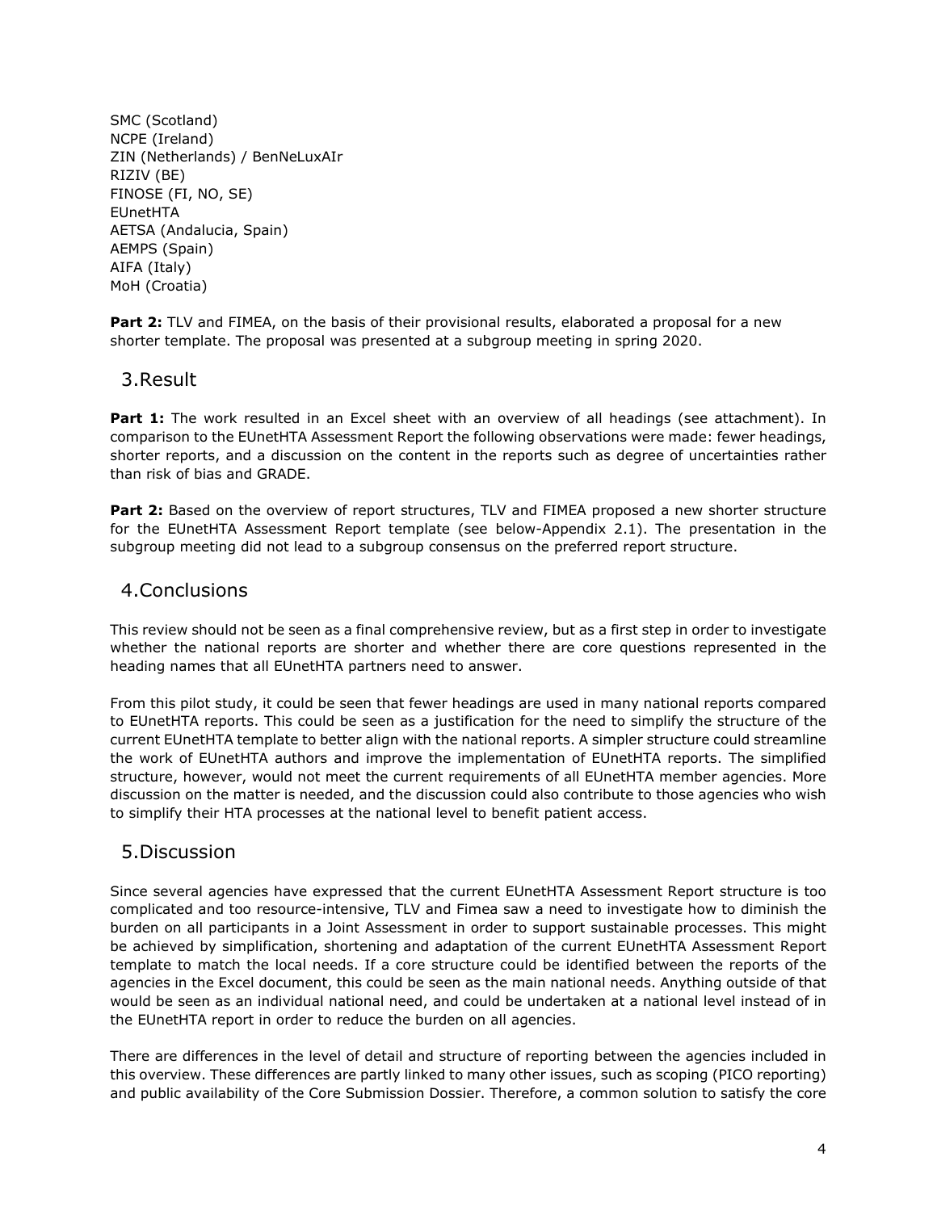SMC (Scotland)
NCPE (Ireland)
ZIN (Netherlands) / BenNeLuxAIr
RIZIV (BE)
FINOSE (FI, NO, SE)
EUnetHTA
AETSA (Andalucia, Spain)
AEMPS (Spain)
AIFA (Italy)
MoH (Croatia)

**Part 2:** TLV and FIMEA, on the basis of their provisional results, elaborated a proposal for a new shorter template. The proposal was presented at a subgroup meeting in spring 2020.

## 3. Result

**Part 1:** The work resulted in an Excel sheet with an overview of all headings (see attachment). In comparison to the EUnetHTA Assessment Report the following observations were made: fewer headings, shorter reports, and a discussion on the content in the reports such as degree of uncertainties rather than risk of bias and GRADE.

**Part 2:** Based on the overview of report structures, TLV and FIMEA proposed a new shorter structure for the EUnetHTA Assessment Report template (see below-Appendix 2.1). The presentation in the subgroup meeting did not lead to a subgroup consensus on the preferred report structure.

## 4. Conclusions

This review should not be seen as a final comprehensive review, but as a first step in order to investigate whether the national reports are shorter and whether there are core questions represented in the heading names that all EUnetHTA partners need to answer.

From this pilot study, it could be seen that fewer headings are used in many national reports compared to EUnetHTA reports. This could be seen as a justification for the need to simplify the structure of the current EUnetHTA template to better align with the national reports. A simpler structure could streamline the work of EUnetHTA authors and improve the implementation of EUnetHTA reports. The simplified structure, however, would not meet the current requirements of all EUnetHTA member agencies. More discussion on the matter is needed, and the discussion could also contribute to those agencies who wish to simplify their HTA processes at the national level to benefit patient access.

## 5. Discussion

Since several agencies have expressed that the current EUnetHTA Assessment Report structure is too complicated and too resource-intensive, TLV and Fimea saw a need to investigate how to diminish the burden on all participants in a Joint Assessment in order to support sustainable processes. This might be achieved by simplification, shortening and adaptation of the current EUnetHTA Assessment Report template to match the local needs. If a core structure could be identified between the reports of the agencies in the Excel document, this could be seen as the main national needs. Anything outside of that would be seen as an individual national need, and could be undertaken at a national level instead of in the EUnetHTA report in order to reduce the burden on all agencies.

There are differences in the level of detail and structure of reporting between the agencies included in this overview. These differences are partly linked to many other issues, such as scoping (PICO reporting) and public availability of the Core Submission Dossier. Therefore, a common solution to satisfy the core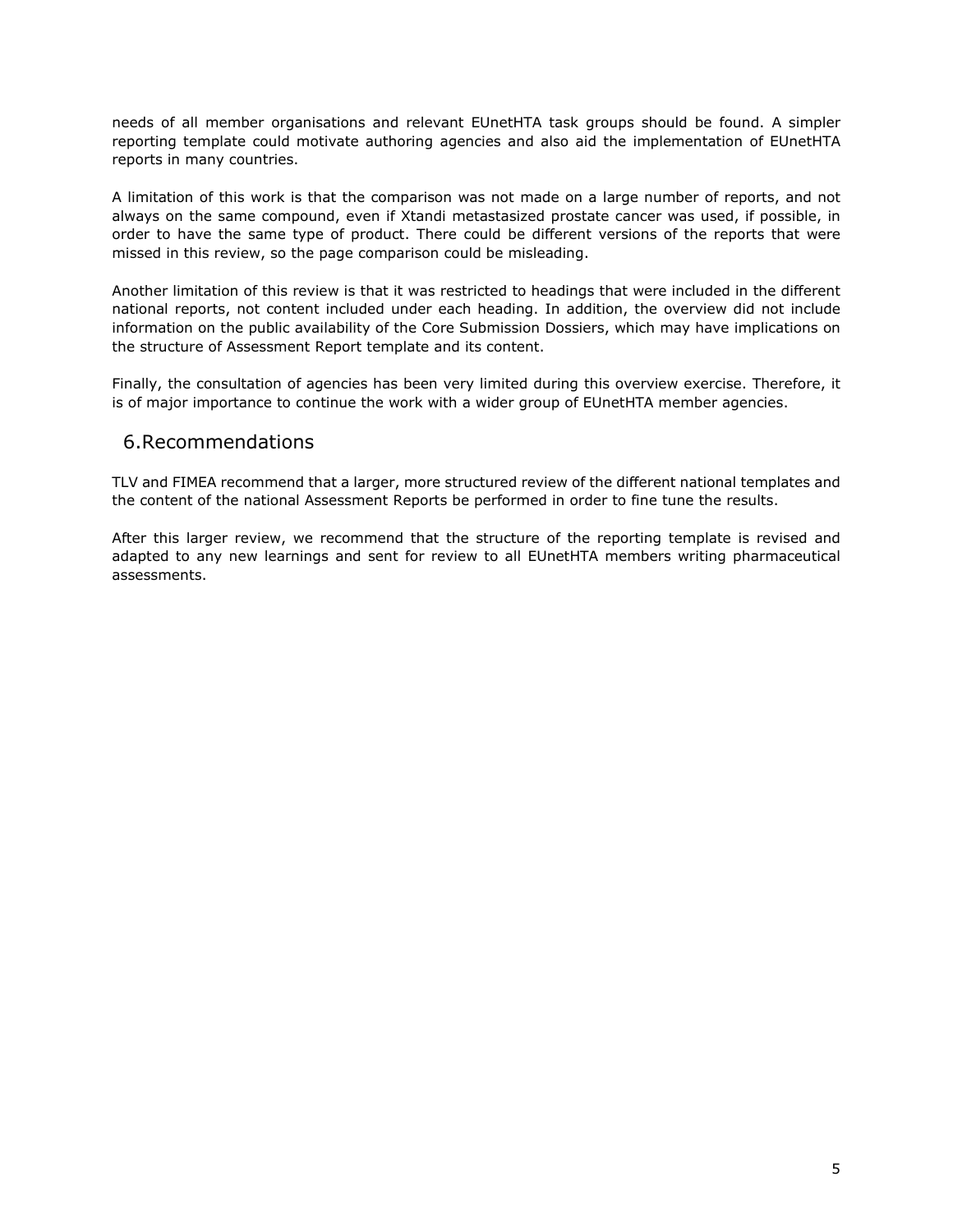needs of all member organisations and relevant EUnetHTA task groups should be found. A simpler reporting template could motivate authoring agencies and also aid the implementation of EUnetHTA reports in many countries.

A limitation of this work is that the comparison was not made on a large number of reports, and not always on the same compound, even if Xtandi metastasized prostate cancer was used, if possible, in order to have the same type of product. There could be different versions of the reports that were missed in this review, so the page comparison could be misleading.

Another limitation of this review is that it was restricted to headings that were included in the different national reports, not content included under each heading. In addition, the overview did not include information on the public availability of the Core Submission Dossiers, which may have implications on the structure of Assessment Report template and its content.

Finally, the consultation of agencies has been very limited during this overview exercise. Therefore, it is of major importance to continue the work with a wider group of EUnetHTA member agencies.

## 6.Recommendations

TLV and FIMEA recommend that a larger, more structured review of the different national templates and the content of the national Assessment Reports be performed in order to fine tune the results.

After this larger review, we recommend that the structure of the reporting template is revised and adapted to any new learnings and sent for review to all EUnetHTA members writing pharmaceutical assessments.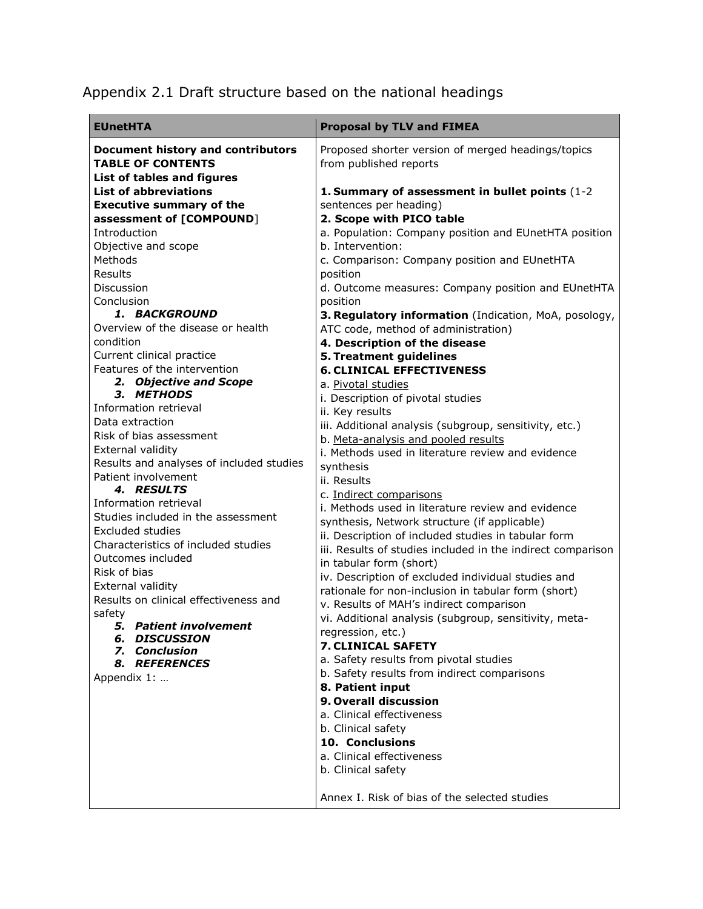# Appendix 2.1 Draft structure based on the national headings

| EUnetHTA | Proposal by TLV and FIMEA |
|---|---|
| **Document history and contributors**<br>**TABLE OF CONTENTS**<br>**List of tables and figures**<br>**List of abbreviations**<br>**Executive summary of the assessment of [COMPOUND]**<br>Introduction<br>Objective and scope<br>Methods<br>Results<br>Discussion<br>Conclusion<br>***1. BACKGROUND***<br>Overview of the disease or health condition<br>Current clinical practice<br>Features of the intervention<br>***2. Objective and Scope***<br>***3. METHODS***<br>Information retrieval<br>Data extraction<br>Risk of bias assessment<br>External validity<br>Results and analyses of included studies<br>Patient involvement<br>***4. RESULTS***<br>Information retrieval<br>Studies included in the assessment<br>Excluded studies<br>Characteristics of included studies<br>Outcomes included<br>Risk of bias<br>External validity<br>Results on clinical effectiveness and safety<br>***5. Patient involvement***<br>***6. DISCUSSION***<br>***7. Conclusion***<br>***8. REFERENCES***<br>Appendix 1: … | Proposed shorter version of merged headings/topics from published reports<br><br>**1. Summary of assessment in bullet points** (1-2 sentences per heading)<br>**2. Scope with PICO table**<br>a. Population: Company position and EUnetHTA position<br>b. Intervention:<br>c. Comparison: Company position and EUnetHTA position<br>d. Outcome measures: Company position and EUnetHTA position<br>**3. Regulatory information** (Indication, MoA, posology, ATC code, method of administration)<br>**4. Description of the disease**<br>**5. Treatment guidelines**<br>**6. CLINICAL EFFECTIVENESS**<br>a. Pivotal studies<br>i. Description of pivotal studies<br>ii. Key results<br>iii. Additional analysis (subgroup, sensitivity, etc.)<br>b. Meta-analysis and pooled results<br>i. Methods used in literature review and evidence synthesis<br>ii. Results<br>c. Indirect comparisons<br>i. Methods used in literature review and evidence synthesis, Network structure (if applicable)<br>ii. Description of included studies in tabular form<br>iii. Results of studies included in the indirect comparison in tabular form (short)<br>iv. Description of excluded individual studies and rationale for non-inclusion in tabular form (short)<br>v. Results of MAH's indirect comparison<br>vi. Additional analysis (subgroup, sensitivity, meta-regression, etc.)<br>**7. CLINICAL SAFETY**<br>a. Safety results from pivotal studies<br>b. Safety results from indirect comparisons<br>**8. Patient input**<br>**9. Overall discussion**<br>a. Clinical effectiveness<br>b. Clinical safety<br>**10. Conclusions**<br>a. Clinical effectiveness<br>b. Clinical safety<br><br>Annex I. Risk of bias of the selected studies |